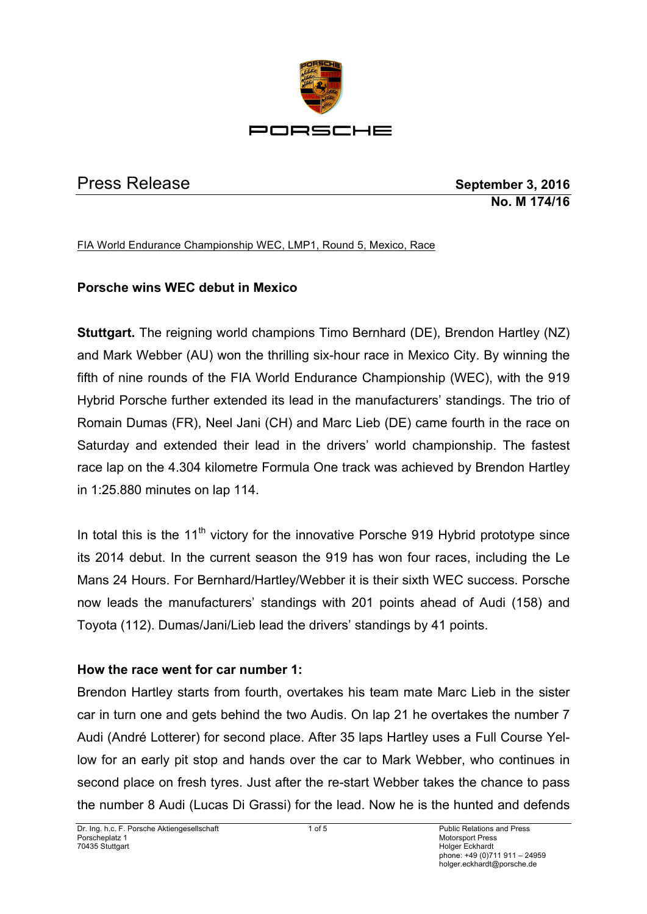Press Release

**September 3, 2016**
**No. M 174/16**

FIA World Endurance Championship WEC, LMP1, Round 5, Mexico, Race

**Porsche wins WEC debut in Mexico**

**Stuttgart.** The reigning world champions Timo Bernhard (DE), Brendon Hartley (NZ) and Mark Webber (AU) won the thrilling six-hour race in Mexico City. By winning the fifth of nine rounds of the FIA World Endurance Championship (WEC), with the 919 Hybrid Porsche further extended its lead in the manufacturers' standings. The trio of Romain Dumas (FR), Neel Jani (CH) and Marc Lieb (DE) came fourth in the race on Saturday and extended their lead in the drivers' world championship. The fastest race lap on the 4.304 kilometre Formula One track was achieved by Brendon Hartley in 1:25.880 minutes on lap 114.

In total this is the 11th victory for the innovative Porsche 919 Hybrid prototype since its 2014 debut. In the current season the 919 has won four races, including the Le Mans 24 Hours. For Bernhard/Hartley/Webber it is their sixth WEC success. Porsche now leads the manufacturers' standings with 201 points ahead of Audi (158) and Toyota (112). Dumas/Jani/Lieb lead the drivers' standings by 41 points.

**How the race went for car number 1:**

Brendon Hartley starts from fourth, overtakes his team mate Marc Lieb in the sister car in turn one and gets behind the two Audis. On lap 21 he overtakes the number 7 Audi (André Lotterer) for second place. After 35 laps Hartley uses a Full Course Yellow for an early pit stop and hands over the car to Mark Webber, who continues in second place on fresh tyres. Just after the re-start Webber takes the chance to pass the number 8 Audi (Lucas Di Grassi) for the lead. Now he is the hunted and defends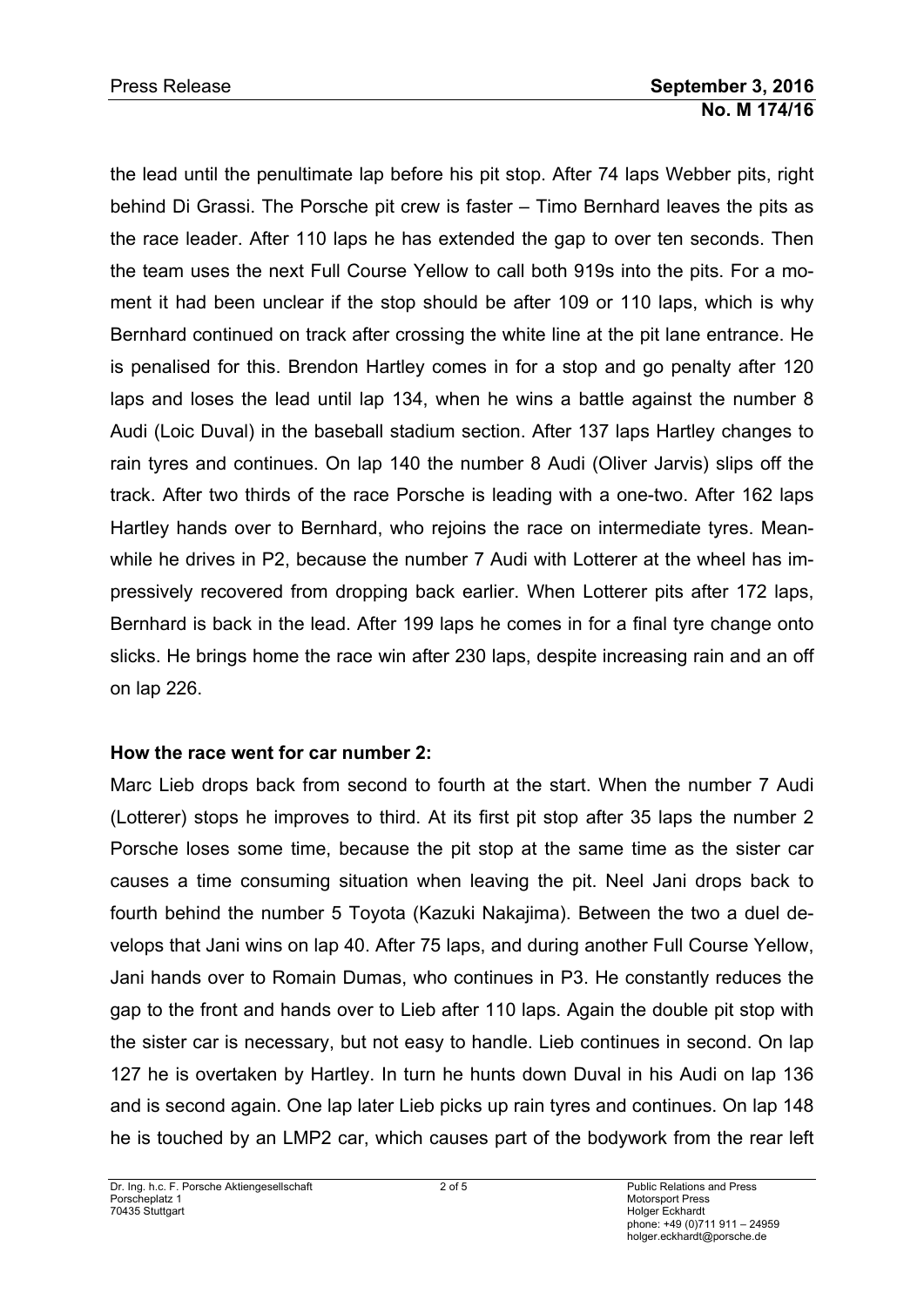the lead until the penultimate lap before his pit stop. After 74 laps Webber pits, right behind Di Grassi. The Porsche pit crew is faster – Timo Bernhard leaves the pits as the race leader. After 110 laps he has extended the gap to over ten seconds. Then the team uses the next Full Course Yellow to call both 919s into the pits. For a moment it had been unclear if the stop should be after 109 or 110 laps, which is why Bernhard continued on track after crossing the white line at the pit lane entrance. He is penalised for this. Brendon Hartley comes in for a stop and go penalty after 120 laps and loses the lead until lap 134, when he wins a battle against the number 8 Audi (Loic Duval) in the baseball stadium section. After 137 laps Hartley changes to rain tyres and continues. On lap 140 the number 8 Audi (Oliver Jarvis) slips off the track. After two thirds of the race Porsche is leading with a one-two. After 162 laps Hartley hands over to Bernhard, who rejoins the race on intermediate tyres. Meanwhile he drives in P2, because the number 7 Audi with Lotterer at the wheel has impressively recovered from dropping back earlier. When Lotterer pits after 172 laps, Bernhard is back in the lead. After 199 laps he comes in for a final tyre change onto slicks. He brings home the race win after 230 laps, despite increasing rain and an off on lap 226.

**How the race went for car number 2:**

Marc Lieb drops back from second to fourth at the start. When the number 7 Audi (Lotterer) stops he improves to third. At its first pit stop after 35 laps the number 2 Porsche loses some time, because the pit stop at the same time as the sister car causes a time consuming situation when leaving the pit. Neel Jani drops back to fourth behind the number 5 Toyota (Kazuki Nakajima). Between the two a duel develops that Jani wins on lap 40. After 75 laps, and during another Full Course Yellow, Jani hands over to Romain Dumas, who continues in P3. He constantly reduces the gap to the front and hands over to Lieb after 110 laps. Again the double pit stop with the sister car is necessary, but not easy to handle. Lieb continues in second. On lap 127 he is overtaken by Hartley. In turn he hunts down Duval in his Audi on lap 136 and is second again. One lap later Lieb picks up rain tyres and continues. On lap 148 he is touched by an LMP2 car, which causes part of the bodywork from the rear left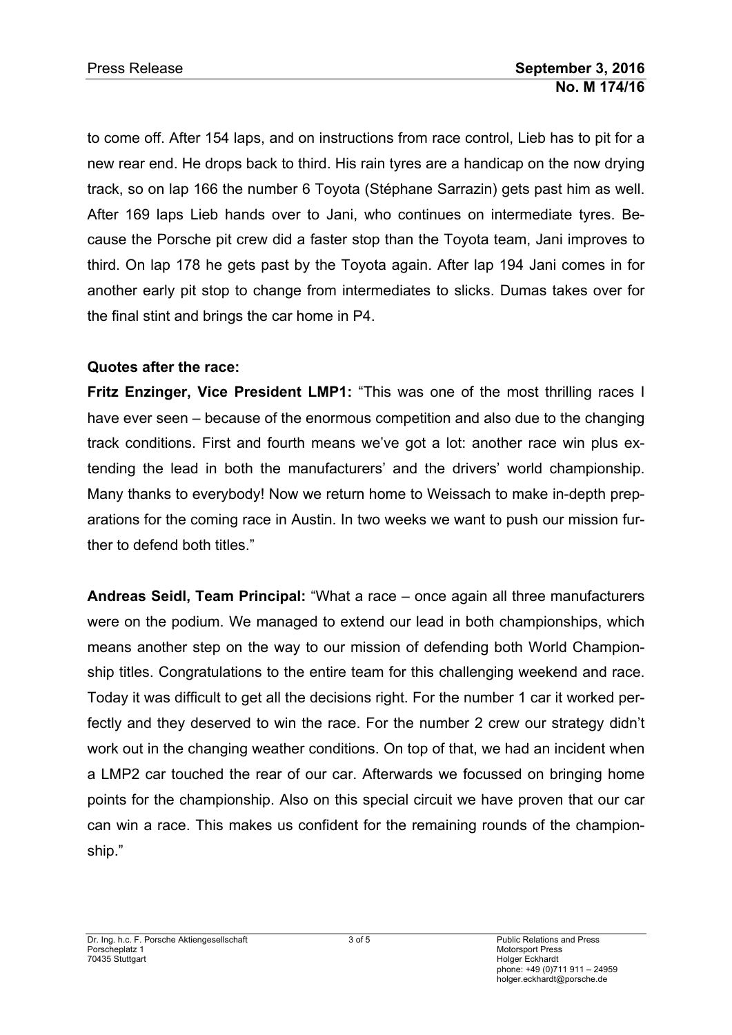to come off. After 154 laps, and on instructions from race control, Lieb has to pit for a new rear end. He drops back to third. His rain tyres are a handicap on the now drying track, so on lap 166 the number 6 Toyota (Stéphane Sarrazin) gets past him as well. After 169 laps Lieb hands over to Jani, who continues on intermediate tyres. Because the Porsche pit crew did a faster stop than the Toyota team, Jani improves to third. On lap 178 he gets past by the Toyota again. After lap 194 Jani comes in for another early pit stop to change from intermediates to slicks. Dumas takes over for the final stint and brings the car home in P4.

**Quotes after the race:**

**Fritz Enzinger, Vice President LMP1:** "This was one of the most thrilling races I have ever seen – because of the enormous competition and also due to the changing track conditions. First and fourth means we've got a lot: another race win plus extending the lead in both the manufacturers' and the drivers' world championship. Many thanks to everybody! Now we return home to Weissach to make in-depth preparations for the coming race in Austin. In two weeks we want to push our mission further to defend both titles."

**Andreas Seidl, Team Principal:** "What a race – once again all three manufacturers were on the podium. We managed to extend our lead in both championships, which means another step on the way to our mission of defending both World Championship titles. Congratulations to the entire team for this challenging weekend and race. Today it was difficult to get all the decisions right. For the number 1 car it worked perfectly and they deserved to win the race. For the number 2 crew our strategy didn't work out in the changing weather conditions. On top of that, we had an incident when a LMP2 car touched the rear of our car. Afterwards we focussed on bringing home points for the championship. Also on this special circuit we have proven that our car can win a race. This makes us confident for the remaining rounds of the championship."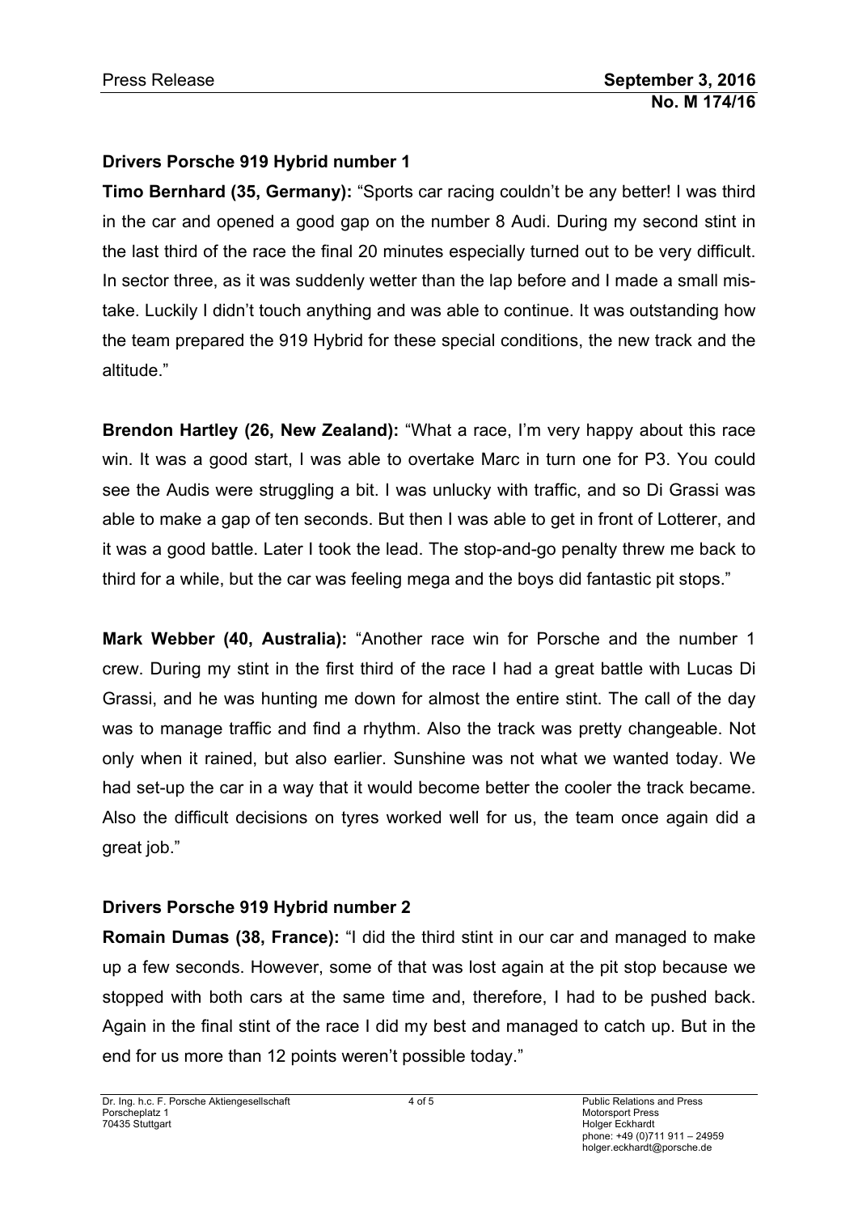## Drivers Porsche 919 Hybrid number 1

**Timo Bernhard (35, Germany):** "Sports car racing couldn't be any better! I was third in the car and opened a good gap on the number 8 Audi. During my second stint in the last third of the race the final 20 minutes especially turned out to be very difficult. In sector three, as it was suddenly wetter than the lap before and I made a small mistake. Luckily I didn't touch anything and was able to continue. It was outstanding how the team prepared the 919 Hybrid for these special conditions, the new track and the altitude."

**Brendon Hartley (26, New Zealand):** "What a race, I'm very happy about this race win. It was a good start, I was able to overtake Marc in turn one for P3. You could see the Audis were struggling a bit. I was unlucky with traffic, and so Di Grassi was able to make a gap of ten seconds. But then I was able to get in front of Lotterer, and it was a good battle. Later I took the lead. The stop-and-go penalty threw me back to third for a while, but the car was feeling mega and the boys did fantastic pit stops."

**Mark Webber (40, Australia):** "Another race win for Porsche and the number 1 crew. During my stint in the first third of the race I had a great battle with Lucas Di Grassi, and he was hunting me down for almost the entire stint. The call of the day was to manage traffic and find a rhythm. Also the track was pretty changeable. Not only when it rained, but also earlier. Sunshine was not what we wanted today. We had set-up the car in a way that it would become better the cooler the track became. Also the difficult decisions on tyres worked well for us, the team once again did a great job."

## Drivers Porsche 919 Hybrid number 2

**Romain Dumas (38, France):** "I did the third stint in our car and managed to make up a few seconds. However, some of that was lost again at the pit stop because we stopped with both cars at the same time and, therefore, I had to be pushed back. Again in the final stint of the race I did my best and managed to catch up. But in the end for us more than 12 points weren't possible today."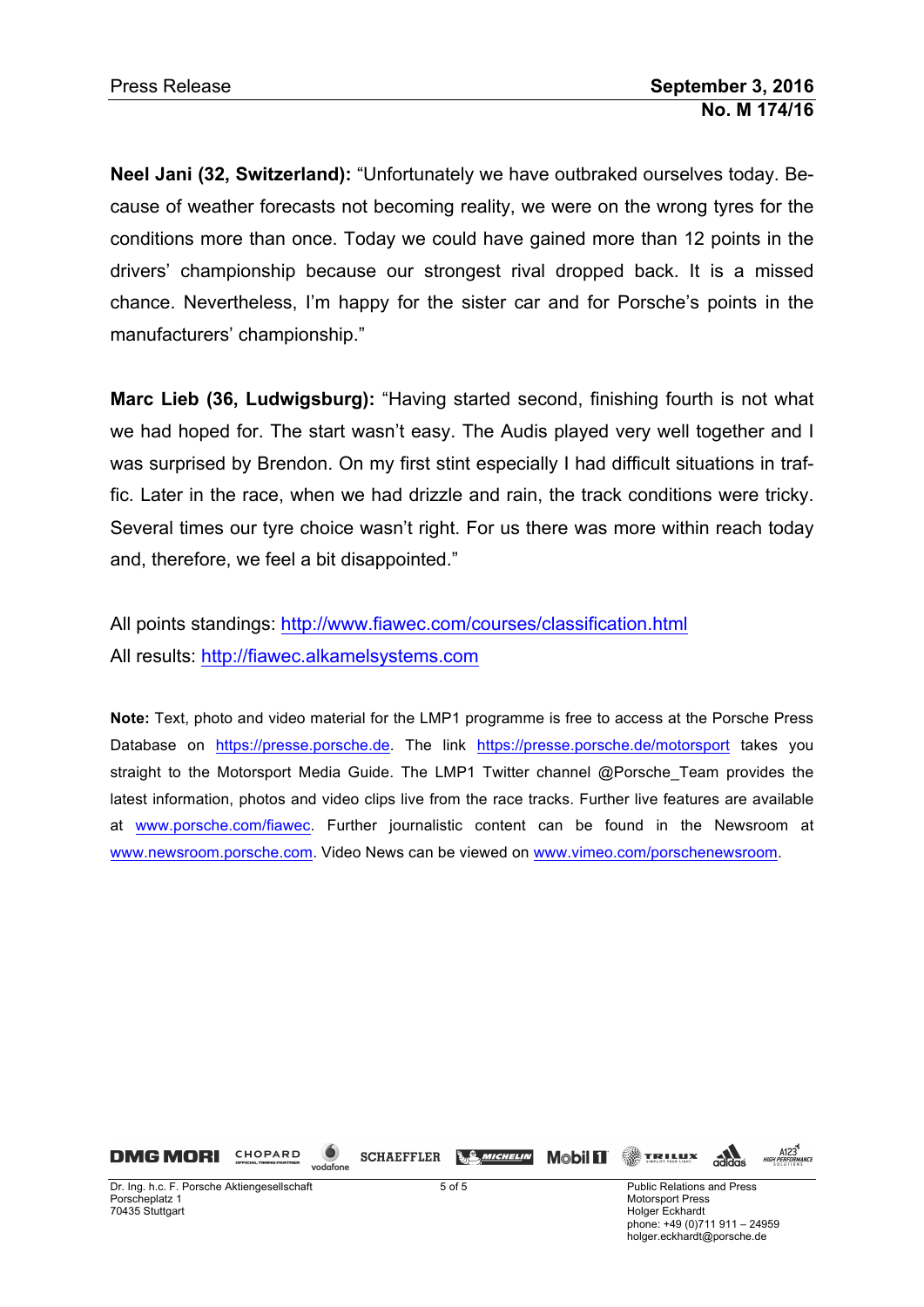**Neel Jani (32, Switzerland):** "Unfortunately we have outbraked ourselves today. Because of weather forecasts not becoming reality, we were on the wrong tyres for the conditions more than once. Today we could have gained more than 12 points in the drivers' championship because our strongest rival dropped back. It is a missed chance. Nevertheless, I'm happy for the sister car and for Porsche's points in the manufacturers' championship."

**Marc Lieb (36, Ludwigsburg):** "Having started second, finishing fourth is not what we had hoped for. The start wasn't easy. The Audis played very well together and I was surprised by Brendon. On my first stint especially I had difficult situations in traffic. Later in the race, when we had drizzle and rain, the track conditions were tricky. Several times our tyre choice wasn't right. For us there was more within reach today and, therefore, we feel a bit disappointed."

All points standings: http://www.fiawec.com/courses/classification.html
All results: http://fiawec.alkamelsystems.com

**Note:** Text, photo and video material for the LMP1 programme is free to access at the Porsche Press Database on https://presse.porsche.de. The link https://presse.porsche.de/motorsport takes you straight to the Motorsport Media Guide. The LMP1 Twitter channel @Porsche_Team provides the latest information, photos and video clips live from the race tracks. Further live features are available at www.porsche.com/fiawec. Further journalistic content can be found in the Newsroom at www.newsroom.porsche.com. Video News can be viewed on www.vimeo.com/porschenewsroom.